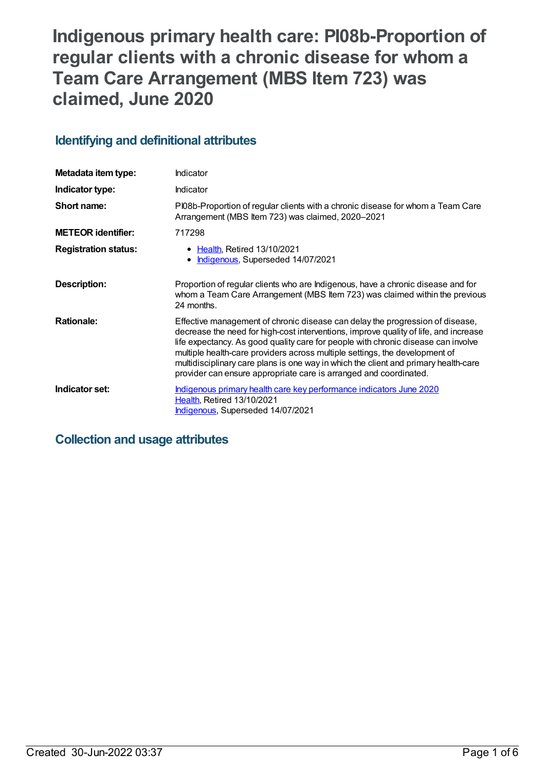# Indigenous primary health care: PI08b-Proportion of regular clients with a chronic disease for whom a Team Care Arrangement (MBS Item 723) was claimed, June 2020

## Identifying and definitional attributes

| | |
|---|---|
| **Metadata item type:** | Indicator |
| **Indicator type:** | Indicator |
| **Short name:** | PI08b-Proportion of regular clients with a chronic disease for whom a Team Care Arrangement (MBS Item 723) was claimed, 2020–2021 |
| **METEOR identifier:** | 717298 |
| **Registration status:** | • Health, Retired 13/10/2021<br>• Indigenous, Superseded 14/07/2021 |
| **Description:** | Proportion of regular clients who are Indigenous, have a chronic disease and for whom a Team Care Arrangement (MBS Item 723) was claimed within the previous 24 months. |
| **Rationale:** | Effective management of chronic disease can delay the progression of disease, decrease the need for high-cost interventions, improve quality of life, and increase life expectancy. As good quality care for people with chronic disease can involve multiple health-care providers across multiple settings, the development of multidisciplinary care plans is one way in which the client and primary health-care provider can ensure appropriate care is arranged and coordinated. |
| **Indicator set:** | Indigenous primary health care key performance indicators June 2020<br>Health, Retired 13/10/2021<br>Indigenous, Superseded 14/07/2021 |

## Collection and usage attributes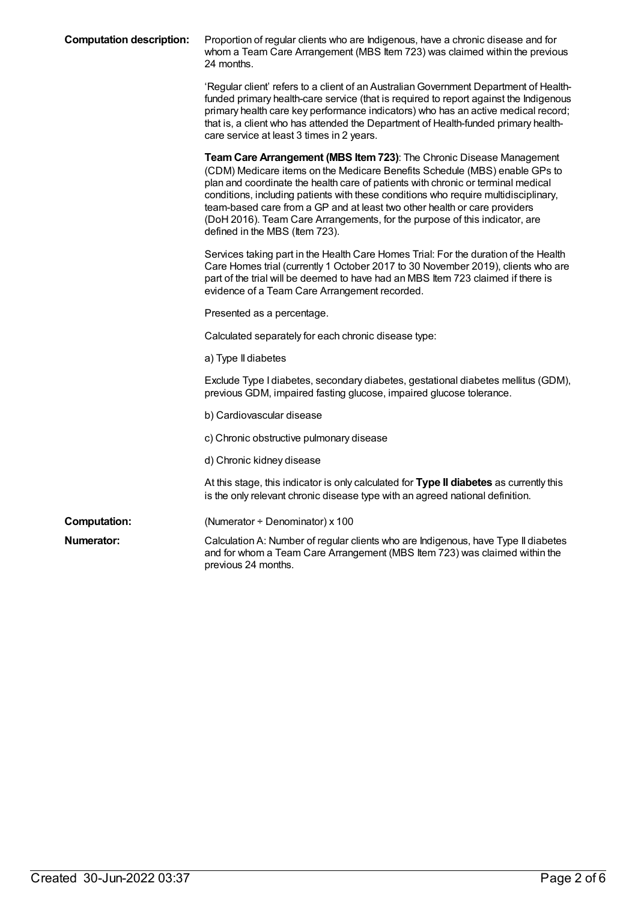**Computation description:** Proportion of regular clients who are Indigenous, have a chronic disease and for whom a Team Care Arrangement (MBS Item 723) was claimed within the previous 24 months.

'Regular client' refers to a client of an Australian Government Department of Health-funded primary health-care service (that is required to report against the Indigenous primary health care key performance indicators) who has an active medical record; that is, a client who has attended the Department of Health-funded primary health-care service at least 3 times in 2 years.

**Team Care Arrangement (MBS Item 723)**: The Chronic Disease Management (CDM) Medicare items on the Medicare Benefits Schedule (MBS) enable GPs to plan and coordinate the health care of patients with chronic or terminal medical conditions, including patients with these conditions who require multidisciplinary, team-based care from a GP and at least two other health or care providers (DoH 2016). Team Care Arrangements, for the purpose of this indicator, are defined in the MBS (Item 723).

Services taking part in the Health Care Homes Trial: For the duration of the Health Care Homes trial (currently 1 October 2017 to 30 November 2019), clients who are part of the trial will be deemed to have had an MBS Item 723 claimed if there is evidence of a Team Care Arrangement recorded.

Presented as a percentage.

Calculated separately for each chronic disease type:

a) Type II diabetes

Exclude Type I diabetes, secondary diabetes, gestational diabetes mellitus (GDM), previous GDM, impaired fasting glucose, impaired glucose tolerance.

b) Cardiovascular disease

c) Chronic obstructive pulmonary disease

d) Chronic kidney disease

At this stage, this indicator is only calculated for **Type II diabetes** as currently this is the only relevant chronic disease type with an agreed national definition.

**Computation:** (Numerator ÷ Denominator) x 100

**Numerator:** Calculation A: Number of regular clients who are Indigenous, have Type II diabetes and for whom a Team Care Arrangement (MBS Item 723) was claimed within the previous 24 months.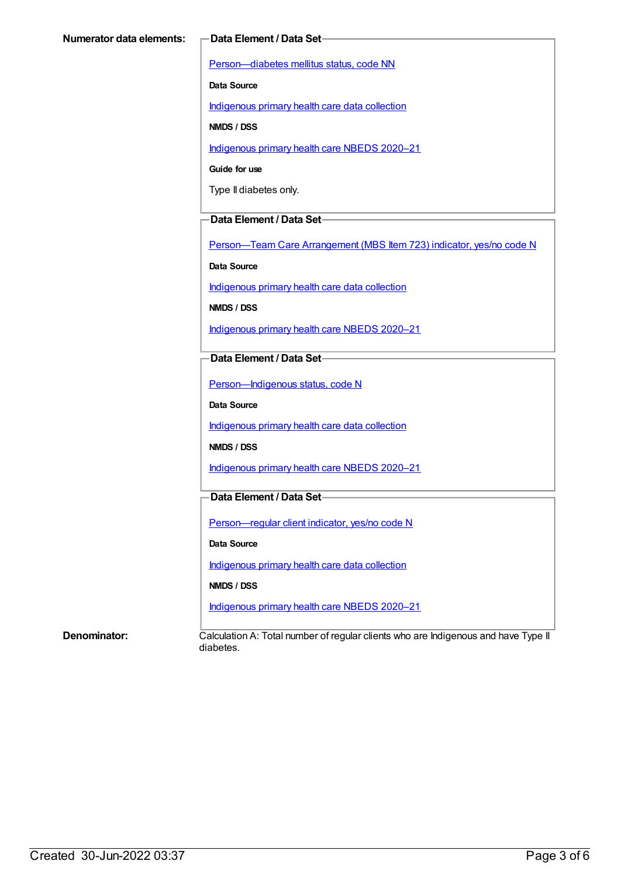**Numerator data elements:**

**Data Element / Data Set**

Person—diabetes mellitus status, code NN

**Data Source**

Indigenous primary health care data collection

**NMDS / DSS**

Indigenous primary health care NBEDS 2020–21

**Guide for use**

Type II diabetes only.

**Data Element / Data Set**

Person—Team Care Arrangement (MBS Item 723) indicator, yes/no code N

**Data Source**

Indigenous primary health care data collection

**NMDS / DSS**

Indigenous primary health care NBEDS 2020–21

**Data Element / Data Set**

Person—Indigenous status, code N

**Data Source**

Indigenous primary health care data collection

**NMDS / DSS**

Indigenous primary health care NBEDS 2020–21

**Data Element / Data Set**

Person—regular client indicator, yes/no code N

**Data Source**

Indigenous primary health care data collection

**NMDS / DSS**

Indigenous primary health care NBEDS 2020–21

**Denominator:**

Calculation A: Total number of regular clients who are Indigenous and have Type II diabetes.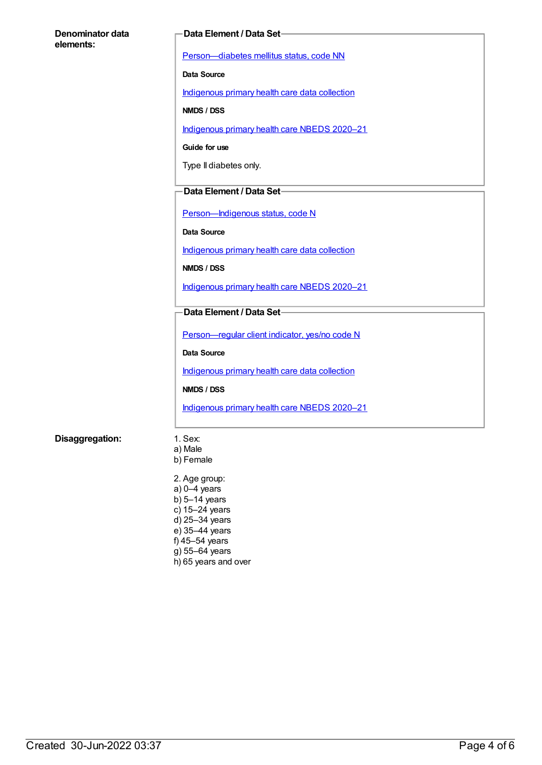**Denominator data elements:**

**Data Element / Data Set**

Person—diabetes mellitus status, code NN

**Data Source**

Indigenous primary health care data collection

**NMDS / DSS**

Indigenous primary health care NBEDS 2020–21

**Guide for use**

Type II diabetes only.

**Data Element / Data Set**

Person—Indigenous status, code N

**Data Source**

Indigenous primary health care data collection

**NMDS / DSS**

Indigenous primary health care NBEDS 2020–21

**Data Element / Data Set**

Person—regular client indicator, yes/no code N

**Data Source**

Indigenous primary health care data collection

**NMDS / DSS**

Indigenous primary health care NBEDS 2020–21

**Disaggregation:**

1. Sex:
a) Male
b) Female

2. Age group:
a) 0–4 years
b) 5–14 years
c) 15–24 years
d) 25–34 years
e) 35–44 years
f) 45–54 years
g) 55–64 years
h) 65 years and over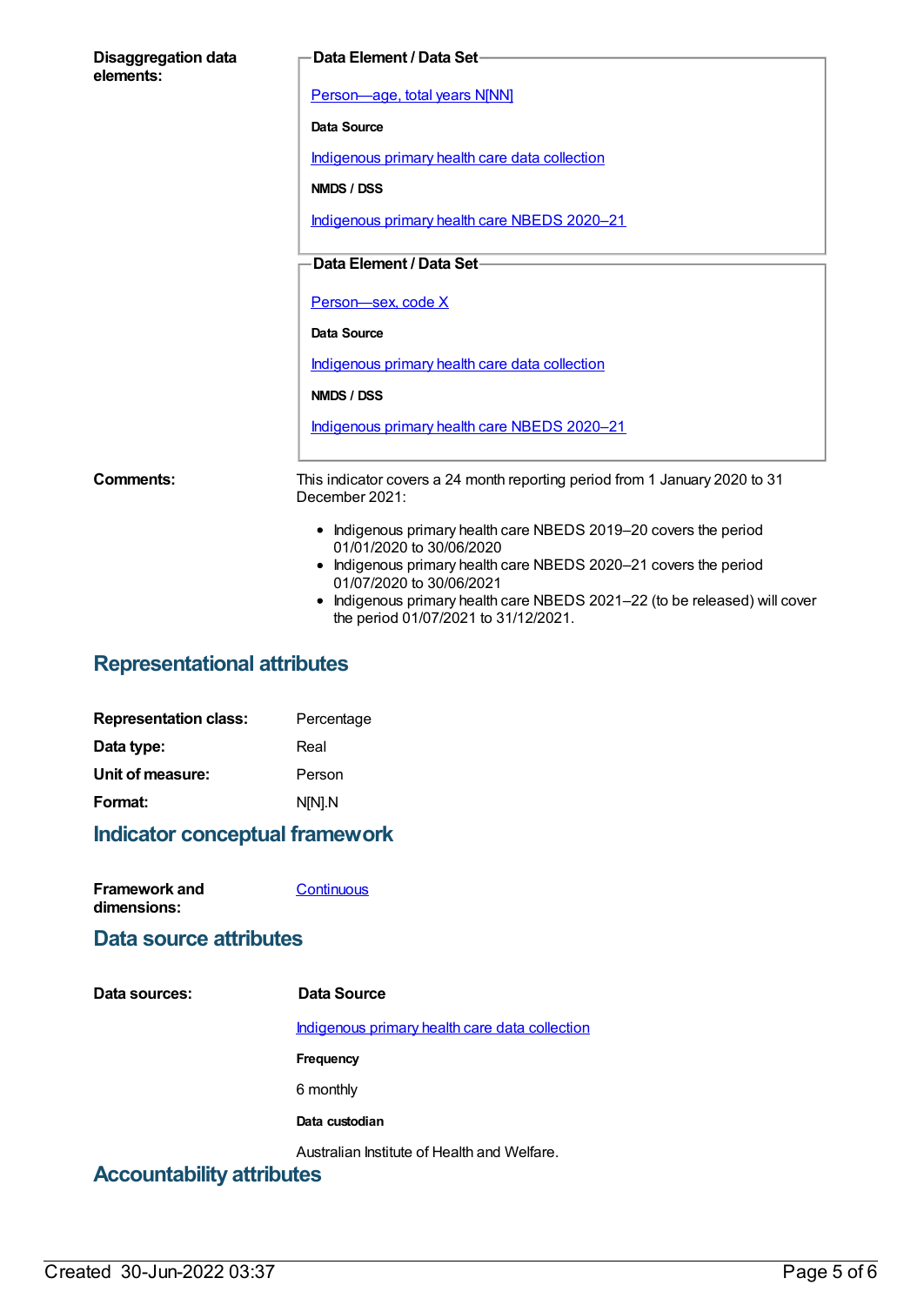**Disaggregation data elements:**

**Data Element / Data Set**

Person—age, total years N[NN]

**Data Source**

Indigenous primary health care data collection

**NMDS / DSS**

Indigenous primary health care NBEDS 2020–21

**Data Element / Data Set**

Person—sex, code X

**Data Source**

Indigenous primary health care data collection

**NMDS / DSS**

Indigenous primary health care NBEDS 2020–21

**Comments:**

This indicator covers a 24 month reporting period from 1 January 2020 to 31 December 2021:

- Indigenous primary health care NBEDS 2019–20 covers the period 01/01/2020 to 30/06/2020
- Indigenous primary health care NBEDS 2020–21 covers the period 01/07/2020 to 30/06/2021
- Indigenous primary health care NBEDS 2021–22 (to be released) will cover the period 01/07/2021 to 31/12/2021.

## Representational attributes

**Representation class:** Percentage

**Data type:** Real

**Unit of measure:** Person

**Format:** N[N].N

## Indicator conceptual framework

**Framework and dimensions:** Continuous

## Data source attributes

**Data sources:**

**Data Source**

Indigenous primary health care data collection

**Frequency**

6 monthly

**Data custodian**

Australian Institute of Health and Welfare.

## Accountability attributes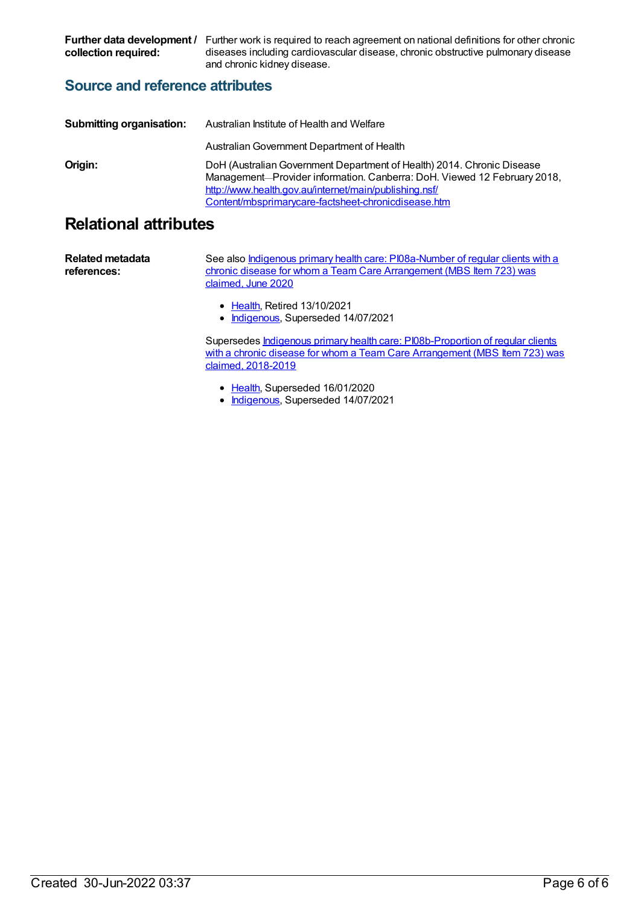**Further data development / collection required:** Further work is required to reach agreement on national definitions for other chronic diseases including cardiovascular disease, chronic obstructive pulmonary disease and chronic kidney disease.

## Source and reference attributes

**Submitting organisation:** Australian Institute of Health and Welfare

Australian Government Department of Health

**Origin:** DoH (Australian Government Department of Health) 2014. Chronic Disease Management—Provider information. Canberra: DoH. Viewed 12 February 2018, http://www.health.gov.au/internet/main/publishing.nsf/Content/mbsprimarycare-factsheet-chronicdisease.htm

# Relational attributes

**Related metadata references:**

See also Indigenous primary health care: PI08a-Number of regular clients with a chronic disease for whom a Team Care Arrangement (MBS Item 723) was claimed, June 2020

- Health, Retired 13/10/2021
- Indigenous, Superseded 14/07/2021

Supersedes Indigenous primary health care: PI08b-Proportion of regular clients with a chronic disease for whom a Team Care Arrangement (MBS Item 723) was claimed, 2018-2019

- Health, Superseded 16/01/2020
- Indigenous, Superseded 14/07/2021